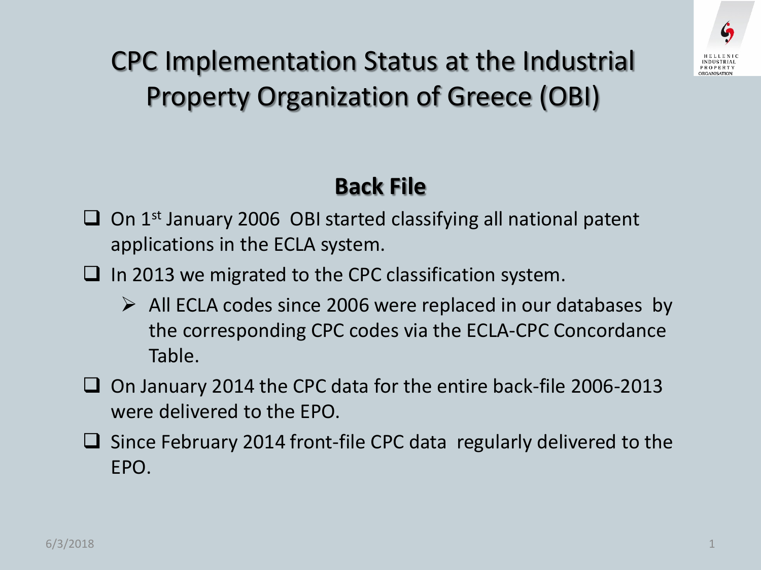# CPC Implementation Status at the Industrial Property Organization of Greece (OBI)

## Back File

- On 1st January 2006 OBI started classifying all national patent applications in the ECLA system.
- In 2013 we migrated to the CPC classification system.
  - All ECLA codes since 2006 were replaced in our databases by the corresponding CPC codes via the ECLA-CPC Concordance Table.
- On January 2014 the CPC data for the entire back-file 2006-2013 were delivered to the EPO.
- Since February 2014 front-file CPC data regularly delivered to the EPO.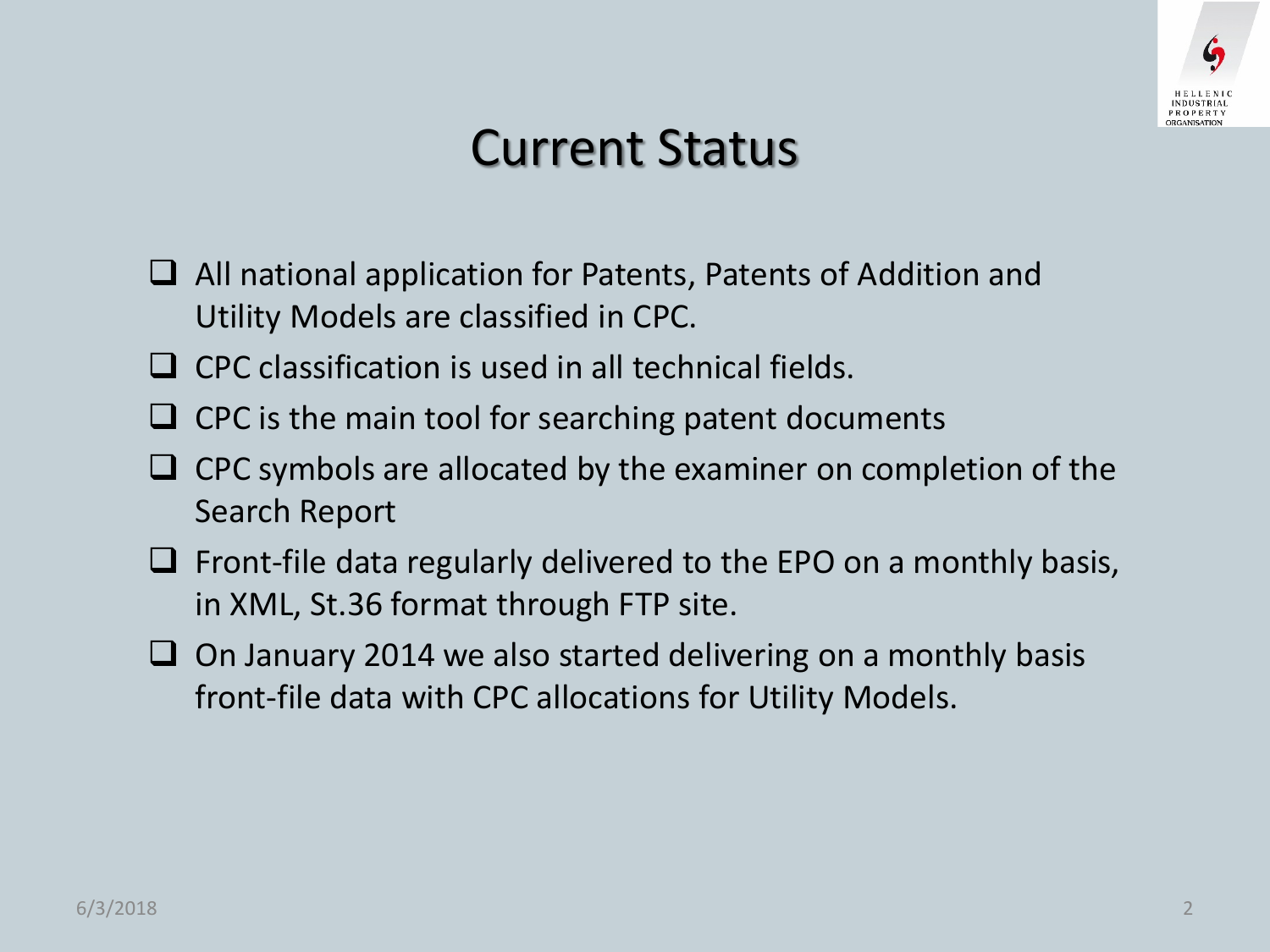# Current Status

- All national application for Patents, Patents of Addition and Utility Models are classified in CPC.
- CPC classification is used in all technical fields.
- CPC is the main tool for searching patent documents
- CPC symbols are allocated by the examiner on completion of the Search Report
- Front-file data regularly delivered to the EPO on a monthly basis, in XML, St.36 format through FTP site.
- On January 2014 we also started delivering on a monthly basis front-file data with CPC allocations for Utility Models.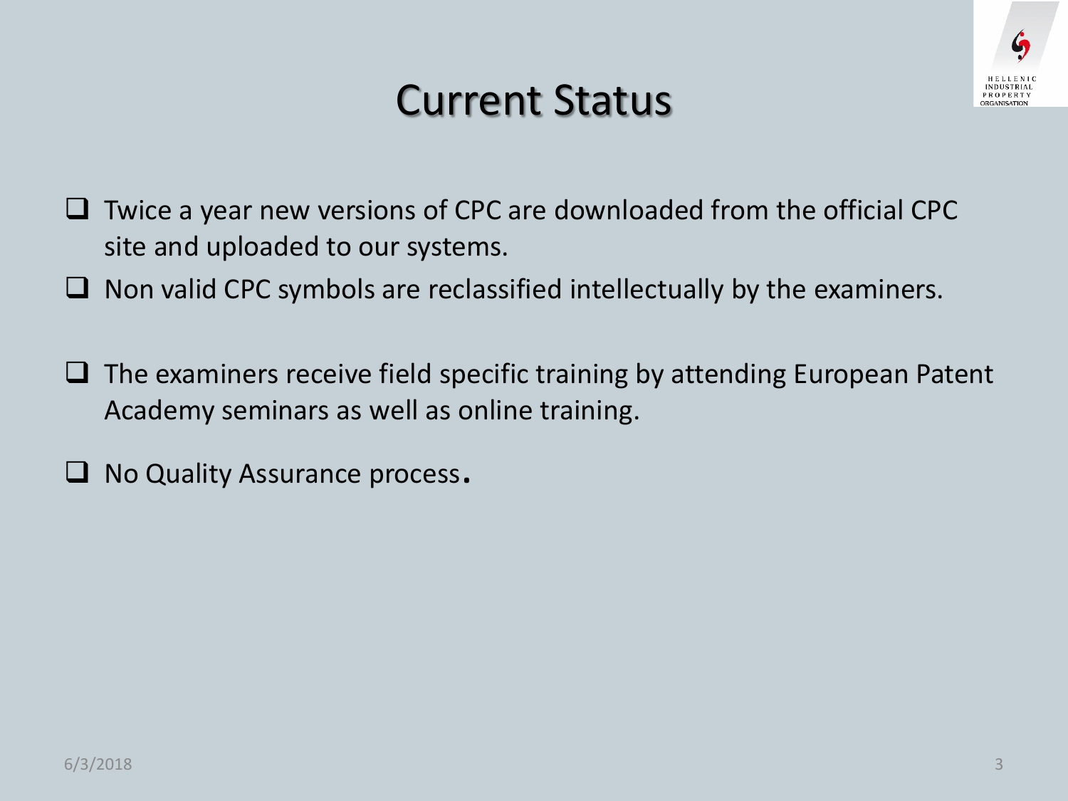# Current Status

- Twice a year new versions of CPC are downloaded from the official CPC site and uploaded to our systems.
- Non valid CPC symbols are reclassified intellectually by the examiners.
- The examiners receive field specific training by attending European Patent Academy seminars as well as online training.
- No Quality Assurance process.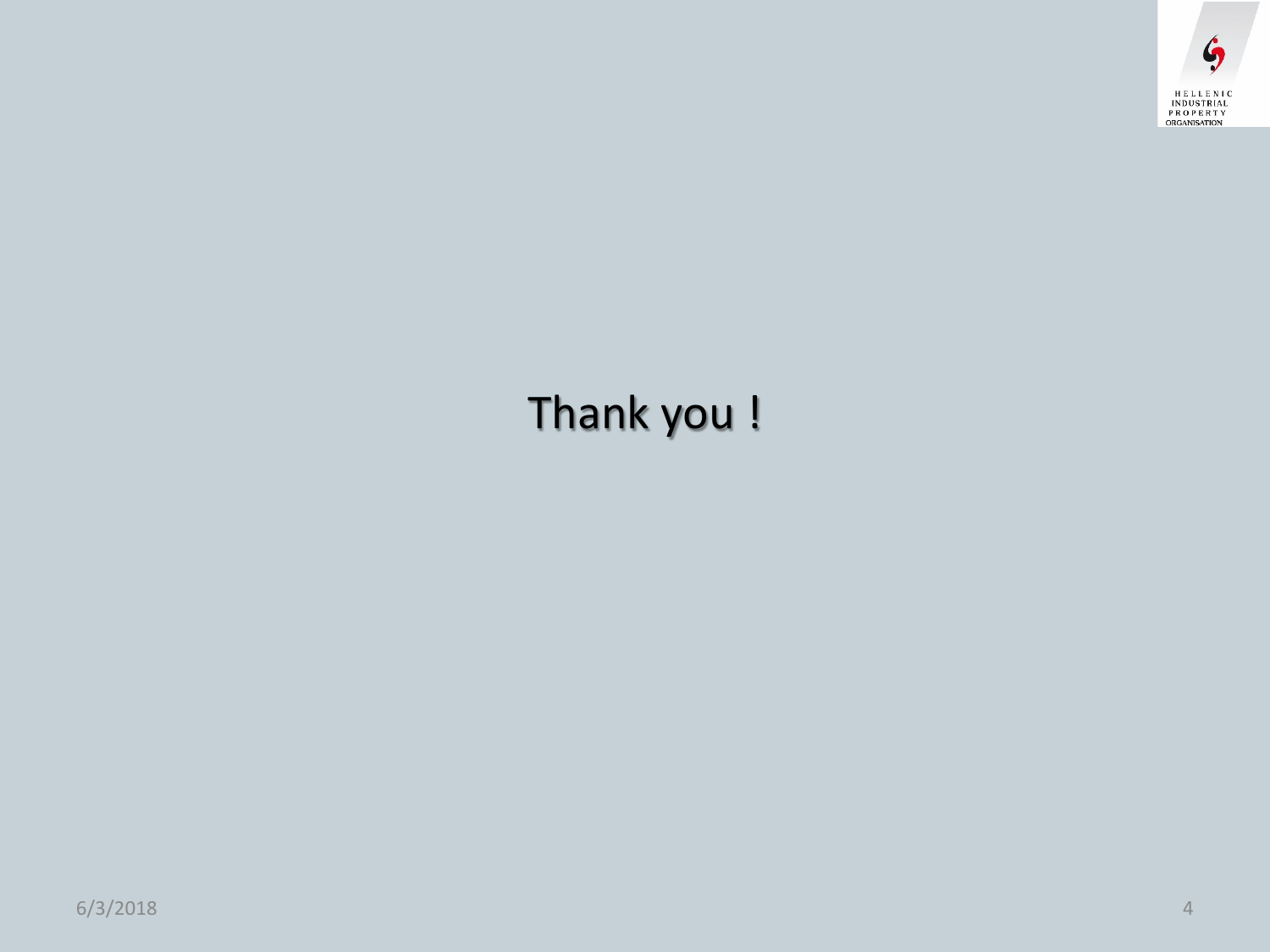Thank you !